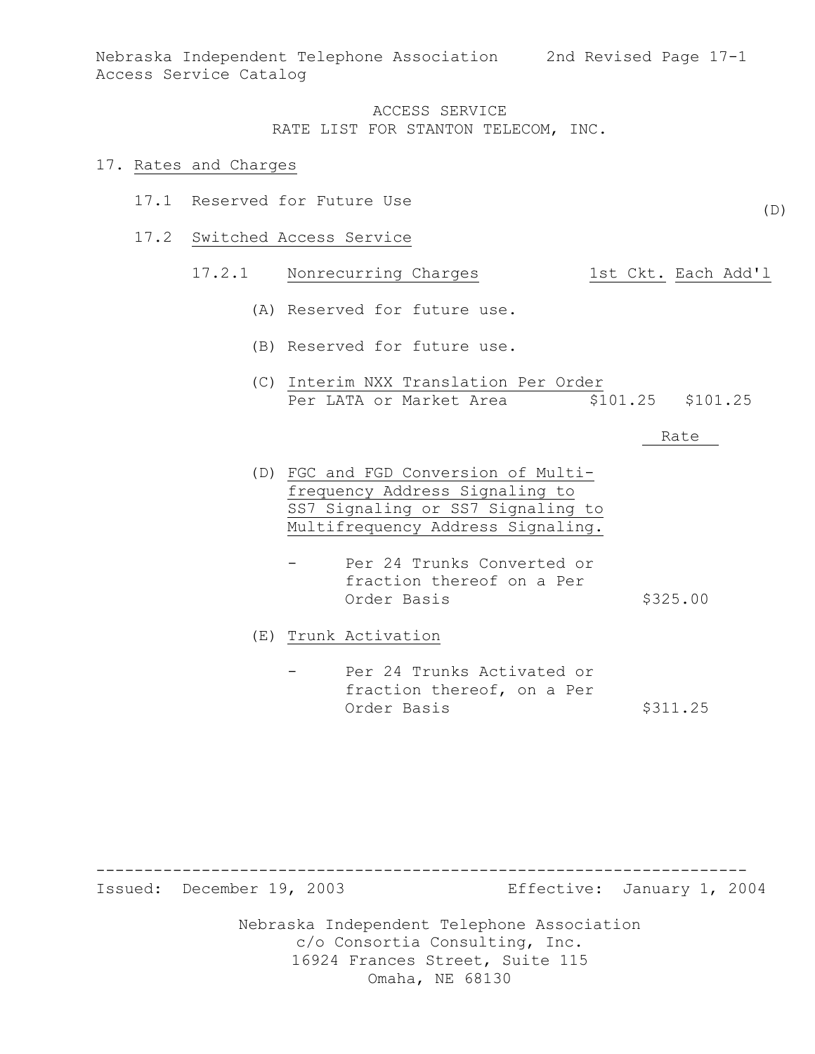ACCESS SERVICE
RATE LIST FOR STANTON TELECOM, INC.

# 17. Rates and Charges

## 17.1 Reserved for Future Use (D)

## 17.2 Switched Access Service

### 17.2.1 Nonrecurring Charges

| | 1st Ckt. | Each Add'l |
|---|---|---|
| (A) Reserved for future use. | | |
| (B) Reserved for future use. | | |
| (C) Interim NXX Translation Per Order Per LATA or Market Area | $101.25 | $101.25 |

| | Rate |
|---|---|
| (D) FGC and FGD Conversion of Multifrequency Address Signaling to SS7 Signaling or SS7 Signaling to Multifrequency Address Signaling. | |
| - Per 24 Trunks Converted or fraction thereof on a Per Order Basis | $325.00 |
| (E) Trunk Activation | |
| - Per 24 Trunks Activated or fraction thereof, on a Per Order Basis | $311.25 |

Issued: December 19, 2003 Effective: January 1, 2004

Nebraska Independent Telephone Association
c/o Consortia Consulting, Inc.
16924 Frances Street, Suite 115
Omaha, NE 68130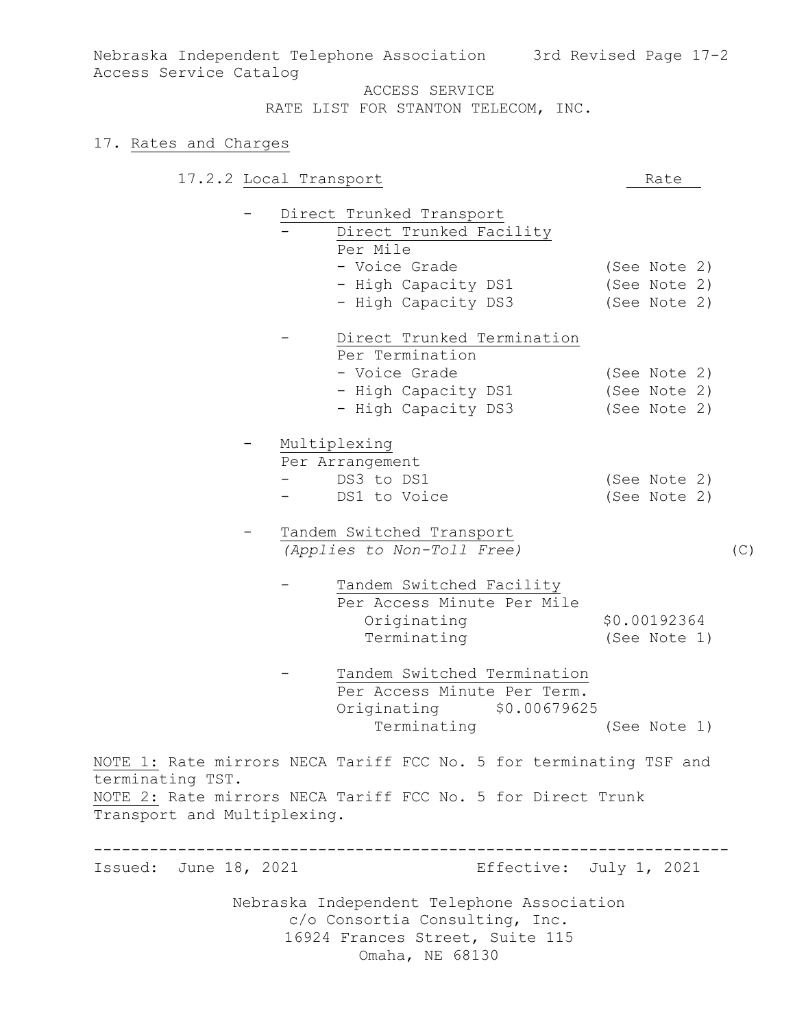ACCESS SERVICE
RATE LIST FOR STANTON TELECOM, INC.

## 17. Rates and Charges

### 17.2.2 Local Transport

| | Rate |
|---|---|
| - Direct Trunked Transport | |
| - Direct Trunked Facility | |
| Per Mile | |
| - Voice Grade | (See Note 2) |
| - High Capacity DS1 | (See Note 2) |
| - High Capacity DS3 | (See Note 2) |
| - Direct Trunked Termination | |
| Per Termination | |
| - Voice Grade | (See Note 2) |
| - High Capacity DS1 | (See Note 2) |
| - High Capacity DS3 | (See Note 2) |
| - Multiplexing | |
| Per Arrangement | |
| - DS3 to DS1 | (See Note 2) |
| - DS1 to Voice | (See Note 2) |
| - Tandem Switched Transport *(Applies to Non-Toll Free)* (C) | |
| - Tandem Switched Facility | |
| Per Access Minute Per Mile | |
| Originating | $0.00192364 |
| Terminating | (See Note 1) |
| - Tandem Switched Termination | |
| Per Access Minute Per Term. | |
| Originating | $0.00679625 |
| Terminating | (See Note 1) |

NOTE 1: Rate mirrors NECA Tariff FCC No. 5 for terminating TSF and terminating TST.
NOTE 2: Rate mirrors NECA Tariff FCC No. 5 for Direct Trunk Transport and Multiplexing.

Issued: June 18, 2021 Effective: July 1, 2021

Nebraska Independent Telephone Association
c/o Consortia Consulting, Inc.
16924 Frances Street, Suite 115
Omaha, NE 68130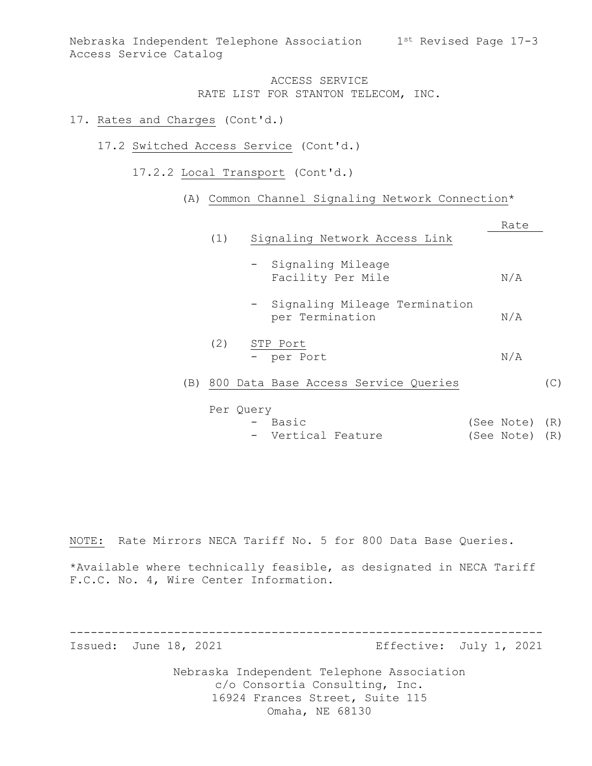ACCESS SERVICE
RATE LIST FOR STANTON TELECOM, INC.

17. Rates and Charges (Cont'd.)

17.2 Switched Access Service (Cont'd.)

17.2.2 Local Transport (Cont'd.)

(A) Common Channel Signaling Network Connection*

| | Rate | |
|---|---|---|
| (1) Signaling Network Access Link | | |
| - Signaling Mileage Facility Per Mile | N/A | |
| - Signaling Mileage Termination per Termination | N/A | |
| (2) STP Port | | |
| - per Port | N/A | |
| (B) 800 Data Base Access Service Queries | | (C) |
| Per Query | | |
| - Basic | (See Note) | (R) |
| - Vertical Feature | (See Note) | (R) |

NOTE: Rate Mirrors NECA Tariff No. 5 for 800 Data Base Queries.

*Available where technically feasible, as designated in NECA Tariff F.C.C. No. 4, Wire Center Information.

Issued: June 18, 2021 Effective: July 1, 2021

Nebraska Independent Telephone Association
c/o Consortia Consulting, Inc.
16924 Frances Street, Suite 115
Omaha, NE 68130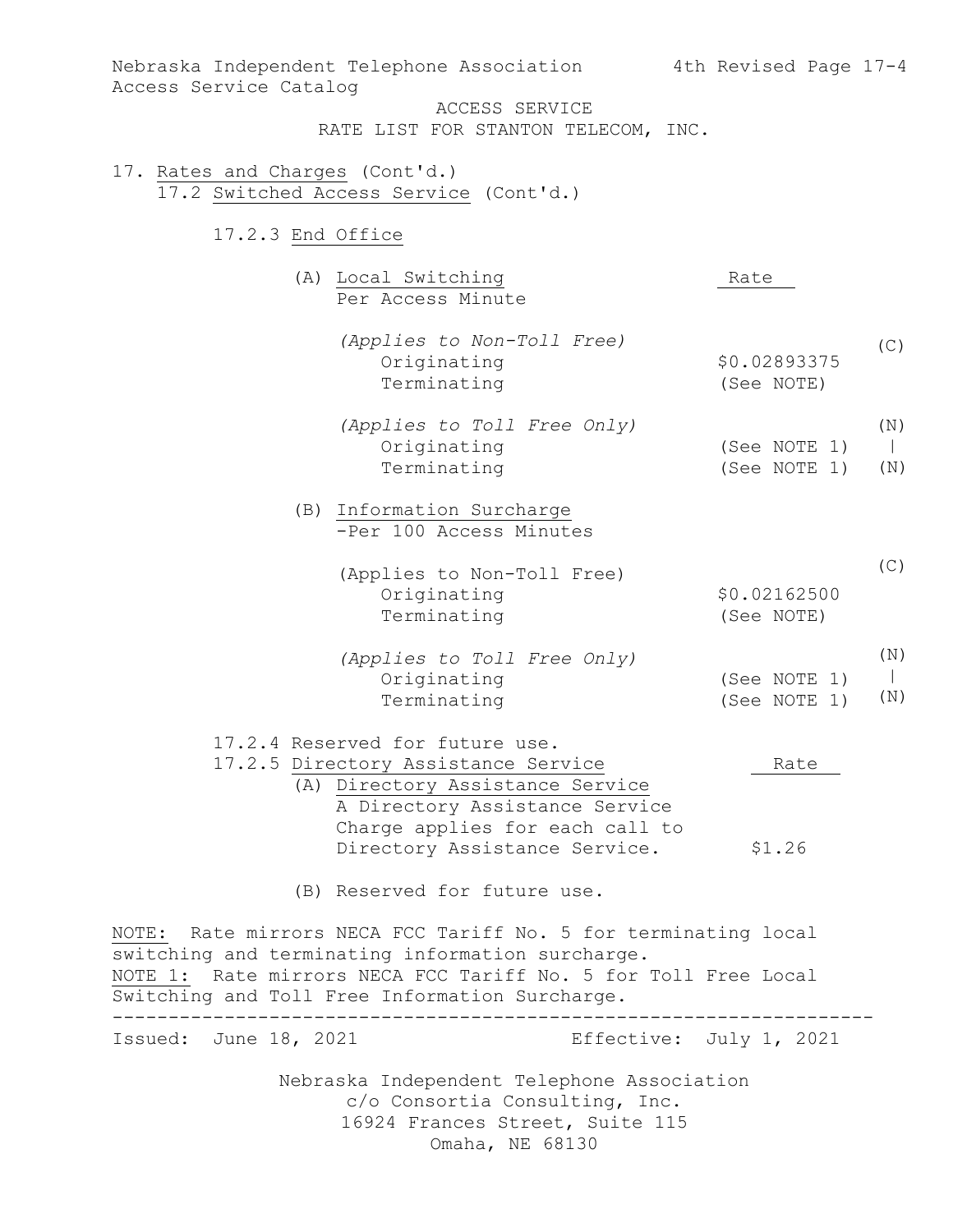Nebraska Independent Telephone Association — 4th Revised Page 17-4
Access Service Catalog

ACCESS SERVICE
RATE LIST FOR STANTON TELECOM, INC.

17. Rates and Charges (Cont'd.)

17.2 Switched Access Service (Cont'd.)

17.2.3 End Office

| (A) Local Switching<br>Per Access Minute | Rate | |
|---|---|---|
| *(Applies to Non-Toll Free)* | | (C) |
| Originating | $0.02893375 | |
| Terminating | (See NOTE) | |
| *(Applies to Toll Free Only)* | | (N) |
| Originating | (See NOTE 1) | \| |
| Terminating | (See NOTE 1) | (N) |

| (B) Information Surcharge<br>-Per 100 Access Minutes | | |
|---|---|---|
| (Applies to Non-Toll Free) | | (C) |
| Originating | $0.02162500 | |
| Terminating | (See NOTE) | |
| *(Applies to Toll Free Only)* | | (N) |
| Originating | (See NOTE 1) | \| |
| Terminating | (See NOTE 1) | (N) |

17.2.4 Reserved for future use.

| 17.2.5 Directory Assistance Service | Rate |
|---|---|
| (A) Directory Assistance Service<br>A Directory Assistance Service Charge applies for each call to Directory Assistance Service. | $1.26 |

(B) Reserved for future use.

NOTE: Rate mirrors NECA FCC Tariff No. 5 for terminating local switching and terminating information surcharge.

NOTE 1: Rate mirrors NECA FCC Tariff No. 5 for Toll Free Local Switching and Toll Free Information Surcharge.

Issued: June 18, 2021 — Effective: July 1, 2021

Nebraska Independent Telephone Association
c/o Consortia Consulting, Inc.
16924 Frances Street, Suite 115
Omaha, NE 68130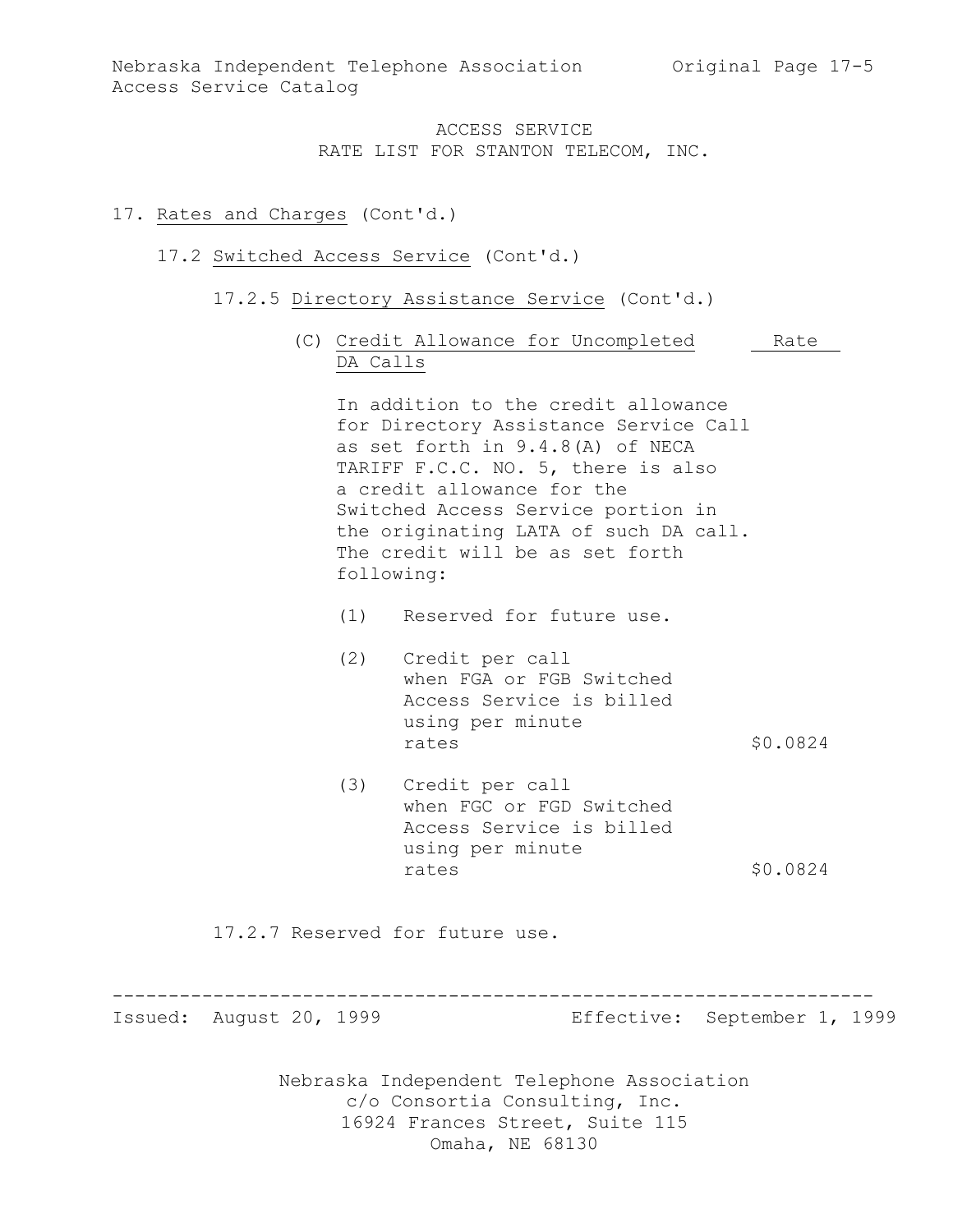ACCESS SERVICE
RATE LIST FOR STANTON TELECOM, INC.

17. Rates and Charges (Cont'd.)

17.2 Switched Access Service (Cont'd.)

17.2.5 Directory Assistance Service (Cont'd.)

(C) Credit Allowance for Uncompleted DA Calls

In addition to the credit allowance for Directory Assistance Service Call as set forth in 9.4.8(A) of NECA TARIFF F.C.C. NO. 5, there is also a credit allowance for the Switched Access Service portion in the originating LATA of such DA call. The credit will be as set forth following:

| | | Rate |
|---|---|---|
| (1) | Reserved for future use. | |
| (2) | Credit per call when FGA or FGB Switched Access Service is billed using per minute rates | \$0.0824 |
| (3) | Credit per call when FGC or FGD Switched Access Service is billed using per minute rates | \$0.0824 |

17.2.7 Reserved for future use.

Issued: August 20, 1999 Effective: September 1, 1999

Nebraska Independent Telephone Association
c/o Consortia Consulting, Inc.
16924 Frances Street, Suite 115
Omaha, NE 68130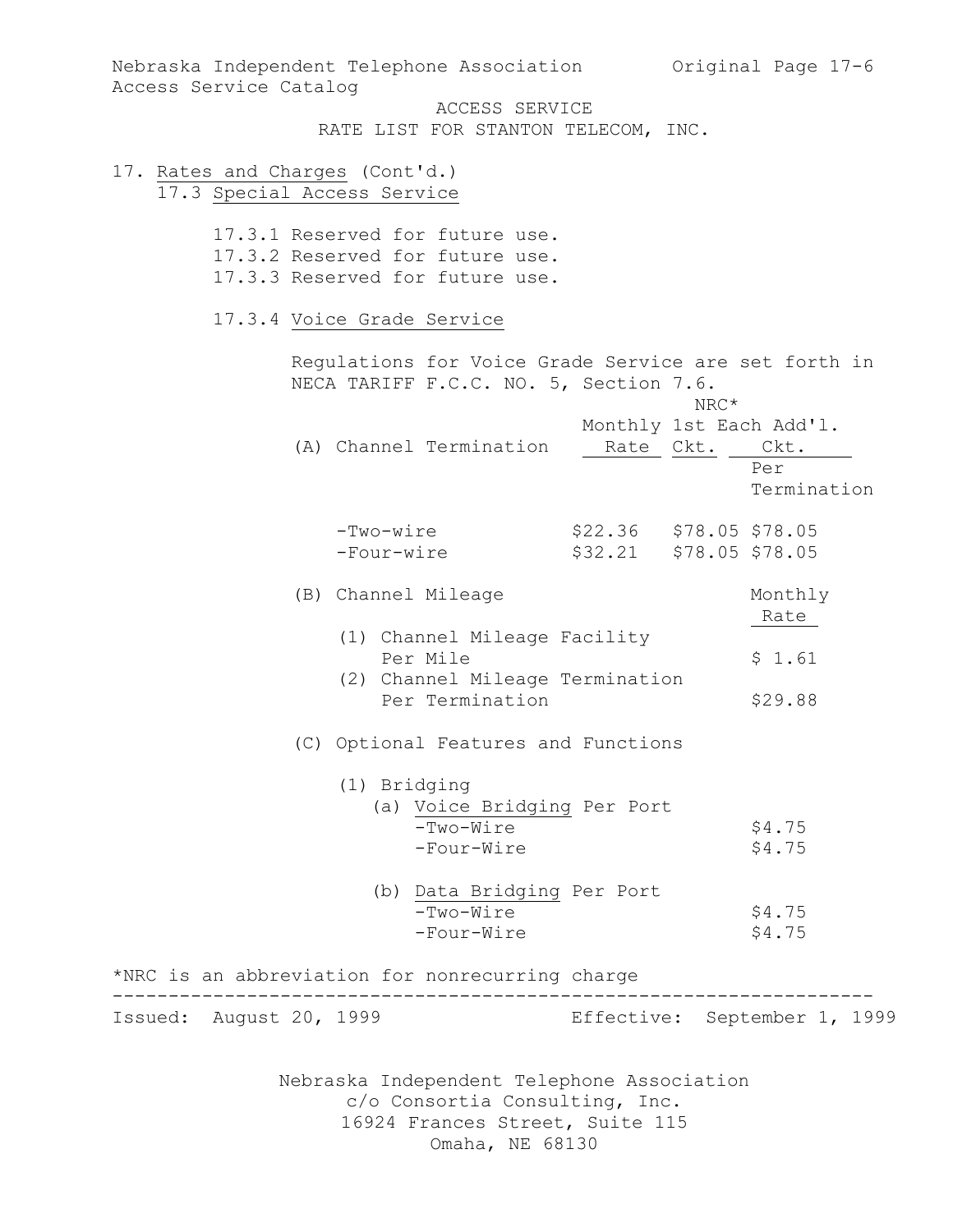ACCESS SERVICE
RATE LIST FOR STANTON TELECOM, INC.

17. Rates and Charges (Cont'd.)

17.3 Special Access Service

17.3.1 Reserved for future use.
17.3.2 Reserved for future use.
17.3.3 Reserved for future use.

17.3.4 Voice Grade Service

Regulations for Voice Grade Service are set forth in NECA TARIFF F.C.C. NO. 5, Section 7.6.

| (A) Channel Termination | Monthly Rate | NRC* 1st Ckt. | NRC* Each Add'l. Ckt. Per Termination |
|---|---|---|---|
| -Two-wire | $22.36 | $78.05 | $78.05 |
| -Four-wire | $32.21 | $78.05 | $78.05 |

| (B) Channel Mileage | Monthly Rate |
|---|---|
| (1) Channel Mileage Facility Per Mile | $ 1.61 |
| (2) Channel Mileage Termination Per Termination | $29.88 |

(C) Optional Features and Functions

(1) Bridging

| (a) Voice Bridging Per Port | |
|---|---|
| -Two-Wire | $4.75 |
| -Four-Wire | $4.75 |

| (b) Data Bridging Per Port | |
|---|---|
| -Two-Wire | $4.75 |
| -Four-Wire | $4.75 |

*NRC is an abbreviation for nonrecurring charge

Issued: August 20, 1999 Effective: September 1, 1999

Nebraska Independent Telephone Association
c/o Consortia Consulting, Inc.
16924 Frances Street, Suite 115
Omaha, NE 68130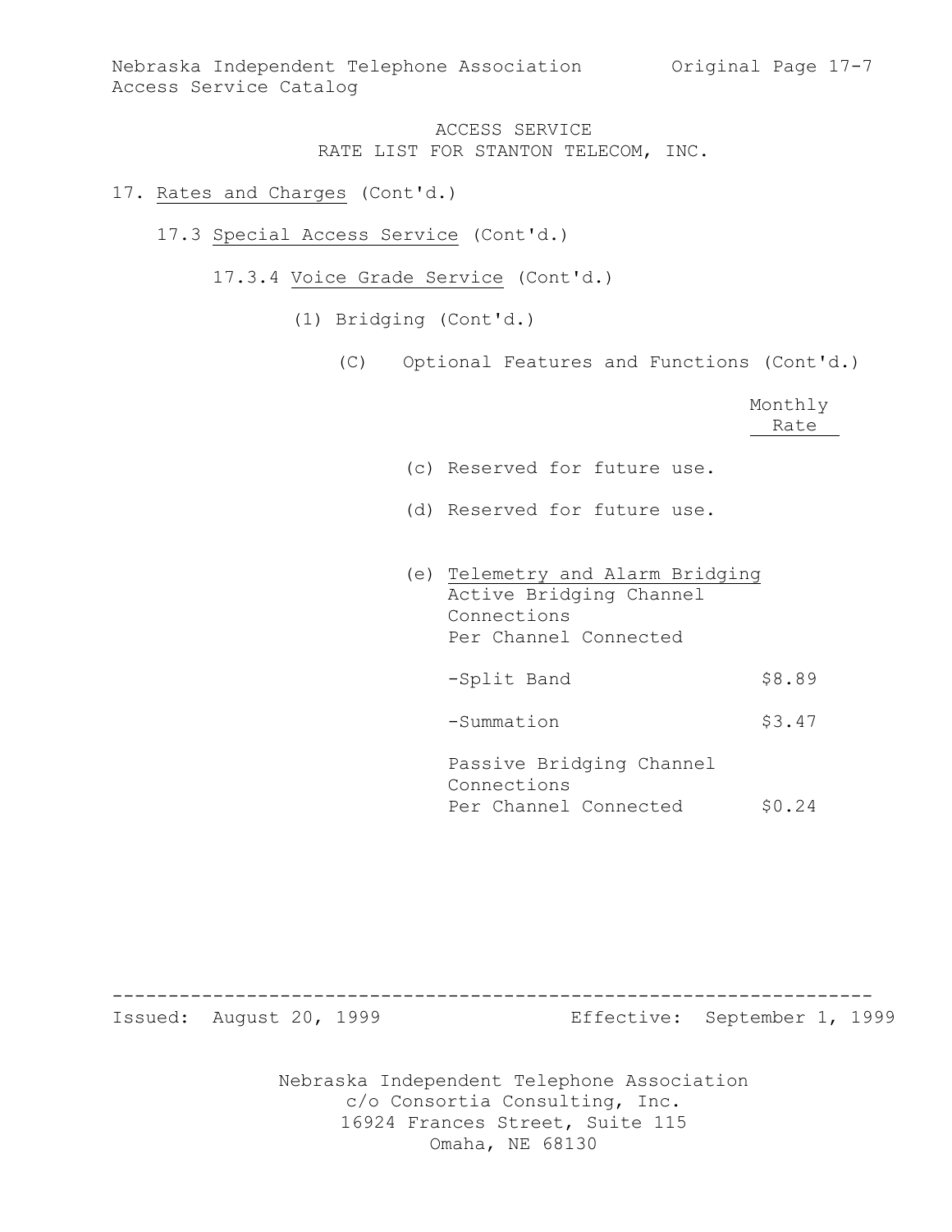ACCESS SERVICE
RATE LIST FOR STANTON TELECOM, INC.

17. Rates and Charges (Cont'd.)

17.3 Special Access Service (Cont'd.)

17.3.4 Voice Grade Service (Cont'd.)

(1) Bridging (Cont'd.)

(C) Optional Features and Functions (Cont'd.)

| | Monthly Rate |
|---|---|
| (c) Reserved for future use. | |
| (d) Reserved for future use. | |
| (e) Telemetry and Alarm Bridging<br>Active Bridging Channel Connections<br>Per Channel Connected | |
| -Split Band | $8.89 |
| -Summation | $3.47 |
| Passive Bridging Channel Connections<br>Per Channel Connected | $0.24 |

Issued: August 20, 1999 Effective: September 1, 1999

Nebraska Independent Telephone Association
c/o Consortia Consulting, Inc.
16924 Frances Street, Suite 115
Omaha, NE 68130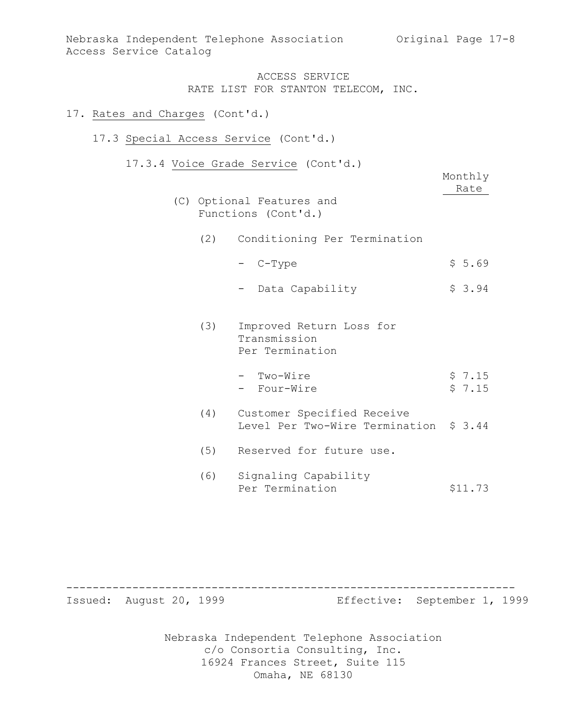ACCESS SERVICE
RATE LIST FOR STANTON TELECOM, INC.

17. Rates and Charges (Cont'd.)

17.3 Special Access Service (Cont'd.)

17.3.4 Voice Grade Service (Cont'd.)

| | Monthly Rate |
|---|---|
| (C) Optional Features and Functions (Cont'd.) | |
| (2) Conditioning Per Termination | |
| - C-Type | $ 5.69 |
| - Data Capability | $ 3.94 |
| (3) Improved Return Loss for Transmission Per Termination | |
| - Two-Wire | $ 7.15 |
| - Four-Wire | $ 7.15 |
| (4) Customer Specified Receive Level Per Two-Wire Termination | $ 3.44 |
| (5) Reserved for future use. | |
| (6) Signaling Capability Per Termination | $11.73 |

Issued: August 20, 1999 Effective: September 1, 1999

Nebraska Independent Telephone Association
c/o Consortia Consulting, Inc.
16924 Frances Street, Suite 115
Omaha, NE 68130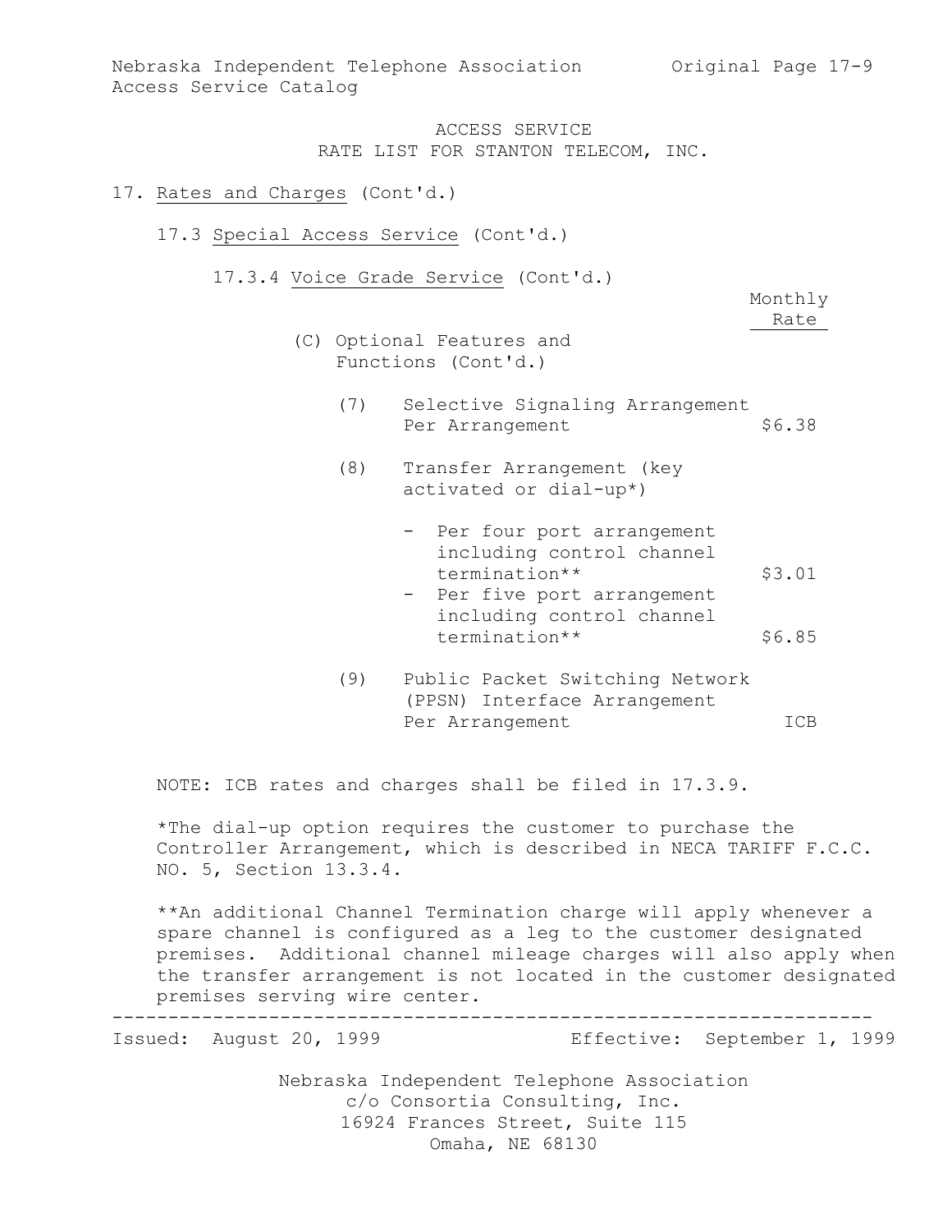ACCESS SERVICE
RATE LIST FOR STANTON TELECOM, INC.

17. Rates and Charges (Cont'd.)

17.3 Special Access Service (Cont'd.)

17.3.4 Voice Grade Service (Cont'd.)

| | Monthly Rate |
|---|---|
| (C) Optional Features and Functions (Cont'd.) | |
| (7) Selective Signaling Arrangement Per Arrangement | $6.38 |
| (8) Transfer Arrangement (key activated or dial-up*) | |
| - Per four port arrangement including control channel termination** | $3.01 |
| - Per five port arrangement including control channel termination** | $6.85 |
| (9) Public Packet Switching Network (PPSN) Interface Arrangement Per Arrangement | ICB |

NOTE: ICB rates and charges shall be filed in 17.3.9.

*The dial-up option requires the customer to purchase the Controller Arrangement, which is described in NECA TARIFF F.C.C. NO. 5, Section 13.3.4.

**An additional Channel Termination charge will apply whenever a spare channel is configured as a leg to the customer designated premises. Additional channel mileage charges will also apply when the transfer arrangement is not located in the customer designated premises serving wire center.

Issued: August 20, 1999 Effective: September 1, 1999

Nebraska Independent Telephone Association
c/o Consortia Consulting, Inc.
16924 Frances Street, Suite 115
Omaha, NE 68130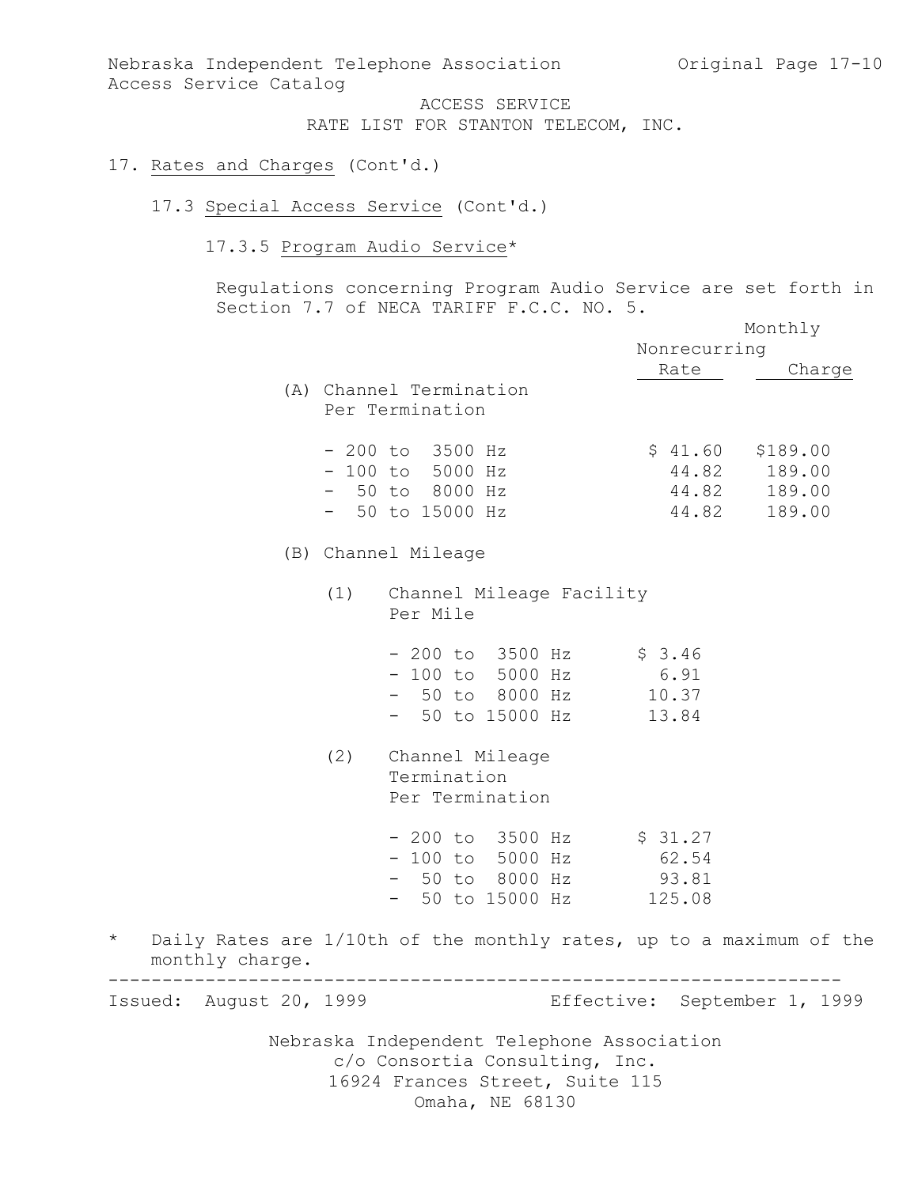Nebraska Independent Telephone Association
Access Service Catalog

ACCESS SERVICE
RATE LIST FOR STANTON TELECOM, INC.

17. Rates and Charges (Cont'd.)

17.3 Special Access Service (Cont'd.)

17.3.5 Program Audio Service*

Regulations concerning Program Audio Service are set forth in Section 7.7 of NECA TARIFF F.C.C. NO. 5.

| | Monthly Rate | Nonrecurring Charge |
|---|---|---|
| **(A) Channel Termination Per Termination** | | |
| - 200 to 3500 Hz | $ 41.60 | $189.00 |
| - 100 to 5000 Hz | 44.82 | 189.00 |
| - 50 to 8000 Hz | 44.82 | 189.00 |
| - 50 to 15000 Hz | 44.82 | 189.00 |
| **(B) Channel Mileage** | | |
| (1) Channel Mileage Facility Per Mile | | |
| - 200 to 3500 Hz | $ 3.46 | |
| - 100 to 5000 Hz | 6.91 | |
| - 50 to 8000 Hz | 10.37 | |
| - 50 to 15000 Hz | 13.84 | |
| (2) Channel Mileage Termination Per Termination | | |
| - 200 to 3500 Hz | $ 31.27 | |
| - 100 to 5000 Hz | 62.54 | |
| - 50 to 8000 Hz | 93.81 | |
| - 50 to 15000 Hz | 125.08 | |

\* Daily Rates are 1/10th of the monthly rates, up to a maximum of the monthly charge.

Issued: August 20, 1999 Effective: September 1, 1999

Nebraska Independent Telephone Association
c/o Consortia Consulting, Inc.
16924 Frances Street, Suite 115
Omaha, NE 68130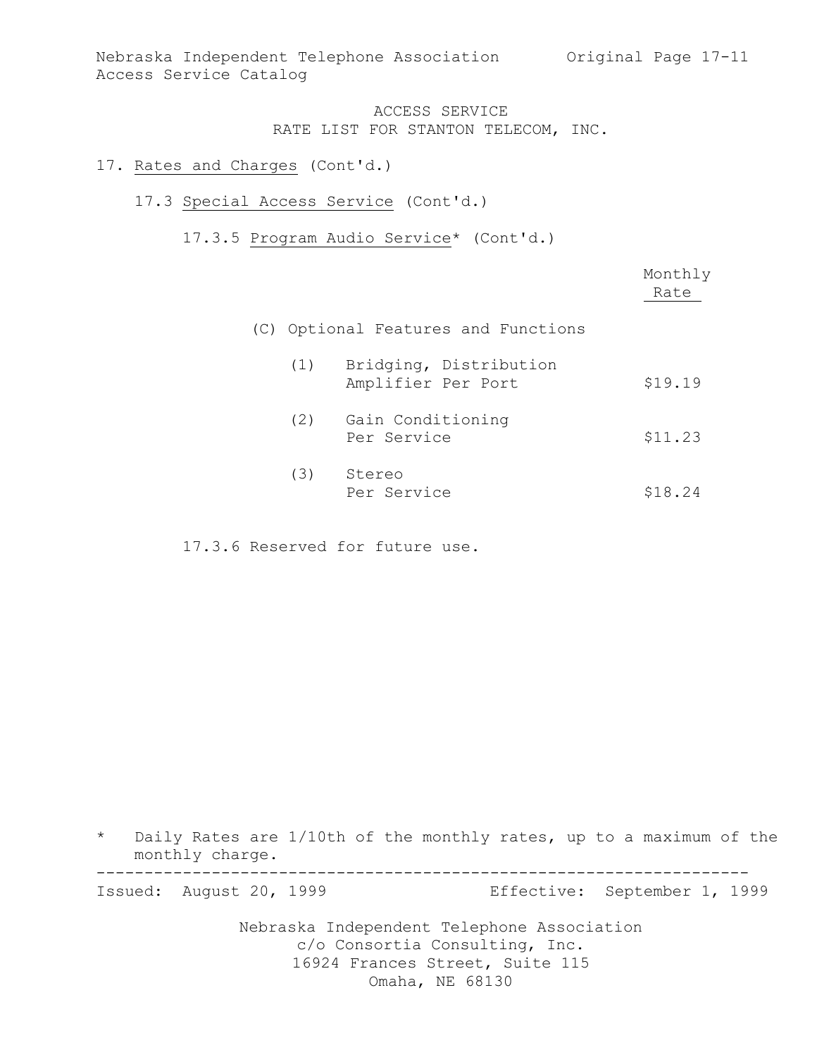ACCESS SERVICE
RATE LIST FOR STANTON TELECOM, INC.

17. Rates and Charges (Cont'd.)

17.3 Special Access Service (Cont'd.)

17.3.5 Program Audio Service* (Cont'd.)

| | Monthly Rate |
|---|---|
| (C) Optional Features and Functions | |
| (1) Bridging, Distribution Amplifier Per Port | $19.19 |
| (2) Gain Conditioning Per Service | $11.23 |
| (3) Stereo Per Service | $18.24 |

17.3.6 Reserved for future use.

\* Daily Rates are 1/10th of the monthly rates, up to a maximum of the monthly charge.

Issued: August 20, 1999 Effective: September 1, 1999

Nebraska Independent Telephone Association
c/o Consortia Consulting, Inc.
16924 Frances Street, Suite 115
Omaha, NE 68130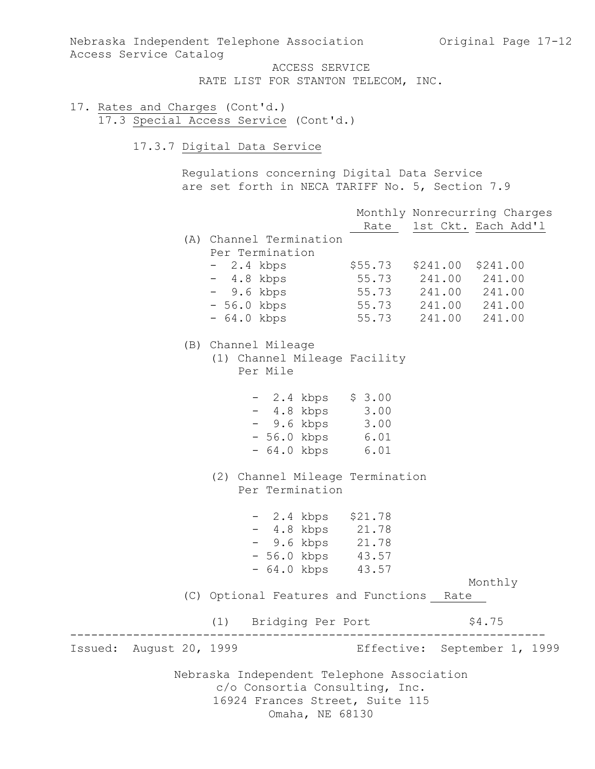ACCESS SERVICE
RATE LIST FOR STANTON TELECOM, INC.

17. Rates and Charges (Cont'd.)

17.3 Special Access Service (Cont'd.)

### 17.3.7 Digital Data Service

Regulations concerning Digital Data Service are set forth in NECA TARIFF No. 5, Section 7.9

| | Monthly Rate | Nonrecurring Charges 1st Ckt. | Each Add'l |
|---|---|---|---|
| (A) Channel Termination Per Termination | | | |
| - 2.4 kbps | $55.73 | $241.00 | $241.00 |
| - 4.8 kbps | 55.73 | 241.00 | 241.00 |
| - 9.6 kbps | 55.73 | 241.00 | 241.00 |
| - 56.0 kbps | 55.73 | 241.00 | 241.00 |
| - 64.0 kbps | 55.73 | 241.00 | 241.00 |

(B) Channel Mileage

(1) Channel Mileage Facility Per Mile

| | |
|---|---|
| - 2.4 kbps | $ 3.00 |
| - 4.8 kbps | 3.00 |
| - 9.6 kbps | 3.00 |
| - 56.0 kbps | 6.01 |
| - 64.0 kbps | 6.01 |

(2) Channel Mileage Termination Per Termination

| | |
|---|---|
| - 2.4 kbps | $21.78 |
| - 4.8 kbps | 21.78 |
| - 9.6 kbps | 21.78 |
| - 56.0 kbps | 43.57 |
| - 64.0 kbps | 43.57 |

| (C) Optional Features and Functions | Monthly Rate |
|---|---|
| (1) Bridging Per Port | $4.75 |

Issued: August 20, 1999 Effective: September 1, 1999

Nebraska Independent Telephone Association
c/o Consortia Consulting, Inc.
16924 Frances Street, Suite 115
Omaha, NE 68130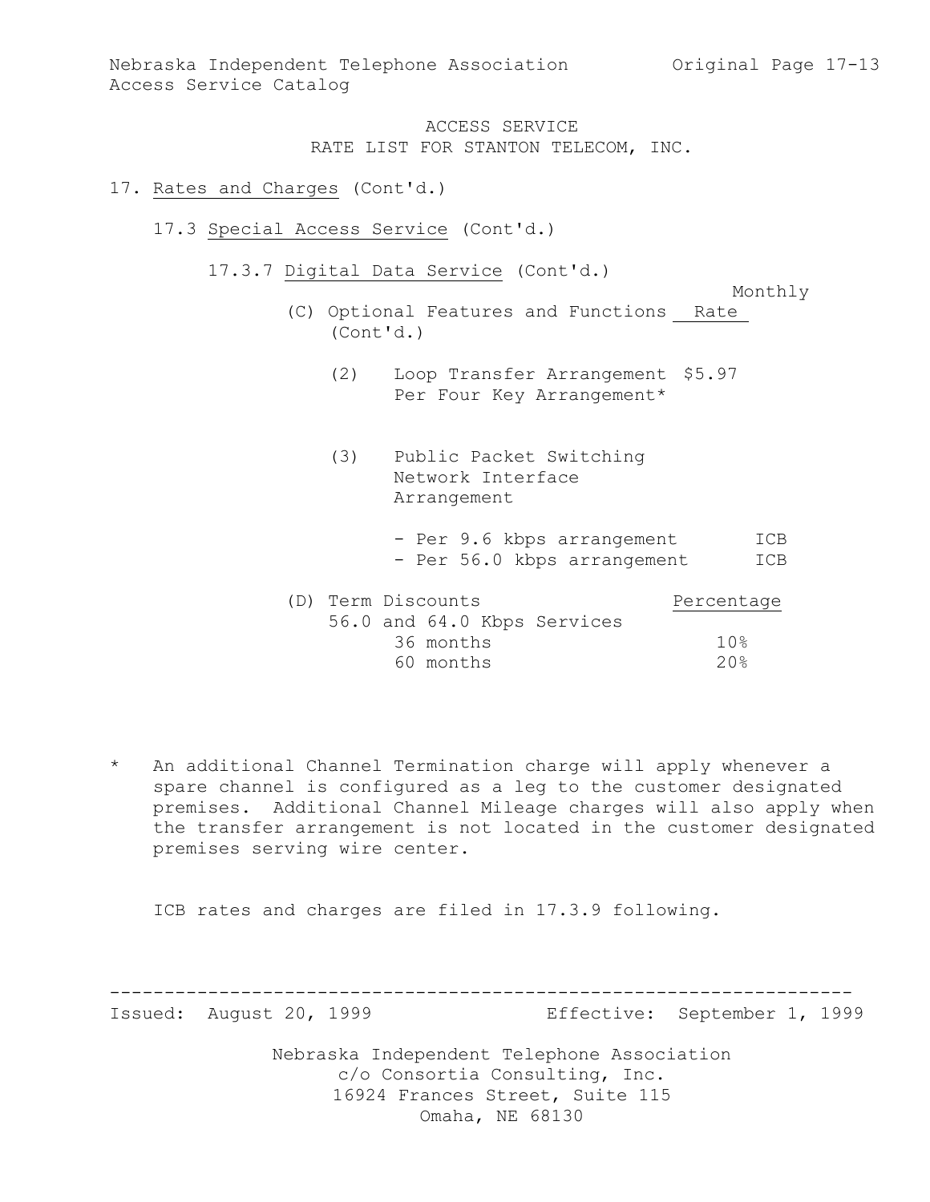ACCESS SERVICE
RATE LIST FOR STANTON TELECOM, INC.

17. Rates and Charges (Cont'd.)

17.3 Special Access Service (Cont'd.)

17.3.7 Digital Data Service (Cont'd.)

| (C) Optional Features and Functions (Cont'd.) | Monthly Rate |
|---|---|
| (2) Loop Transfer Arrangement Per Four Key Arrangement* | $5.97 |
| (3) Public Packet Switching Network Interface Arrangement | |
| - Per 9.6 kbps arrangement | ICB |
| - Per 56.0 kbps arrangement | ICB |

| (D) Term Discounts | Percentage |
|---|---|
| 56.0 and 64.0 Kbps Services | |
| 36 months | 10% |
| 60 months | 20% |

\* An additional Channel Termination charge will apply whenever a spare channel is configured as a leg to the customer designated premises. Additional Channel Mileage charges will also apply when the transfer arrangement is not located in the customer designated premises serving wire center.

ICB rates and charges are filed in 17.3.9 following.

Issued: August 20, 1999 Effective: September 1, 1999

Nebraska Independent Telephone Association
c/o Consortia Consulting, Inc.
16924 Frances Street, Suite 115
Omaha, NE 68130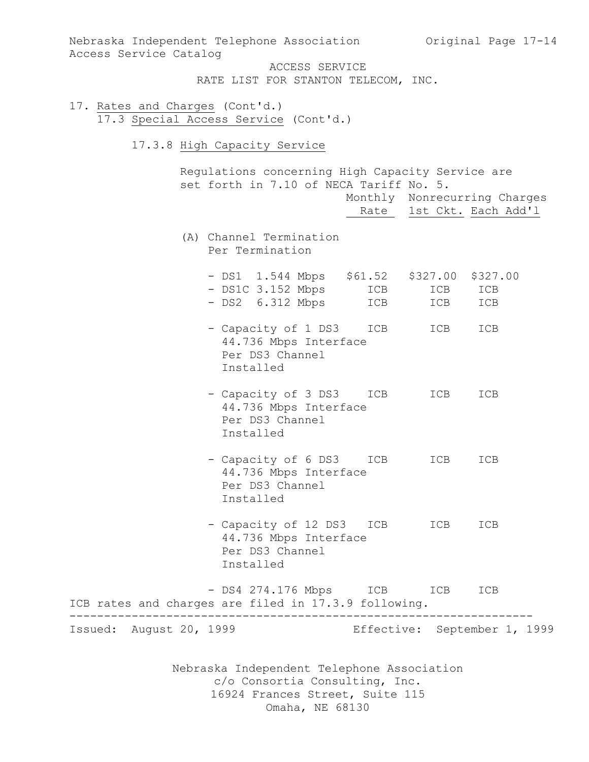ACCESS SERVICE
RATE LIST FOR STANTON TELECOM, INC.

17. Rates and Charges (Cont'd.)

17.3 Special Access Service (Cont'd.)

17.3.8 High Capacity Service

Regulations concerning High Capacity Service are set forth in 7.10 of NECA Tariff No. 5.

| | Monthly Rate | Nonrecurring Charges 1st Ckt. | Each Add'l |
|---|---|---|---|
| (A) Channel Termination Per Termination | | | |
| - DS1 1.544 Mbps | $61.52 | $327.00 | $327.00 |
| - DS1C 3.152 Mbps | ICB | ICB | ICB |
| - DS2 6.312 Mbps | ICB | ICB | ICB |
| - Capacity of 1 DS3 44.736 Mbps Interface Per DS3 Channel Installed | ICB | ICB | ICB |
| - Capacity of 3 DS3 44.736 Mbps Interface Per DS3 Channel Installed | ICB | ICB | ICB |
| - Capacity of 6 DS3 44.736 Mbps Interface Per DS3 Channel Installed | ICB | ICB | ICB |
| - Capacity of 12 DS3 44.736 Mbps Interface Per DS3 Channel Installed | ICB | ICB | ICB |
| - DS4 274.176 Mbps | ICB | ICB | ICB |

ICB rates and charges are filed in 17.3.9 following.

Issued: August 20, 1999 — Effective: September 1, 1999

Nebraska Independent Telephone Association
c/o Consortia Consulting, Inc.
16924 Frances Street, Suite 115
Omaha, NE 68130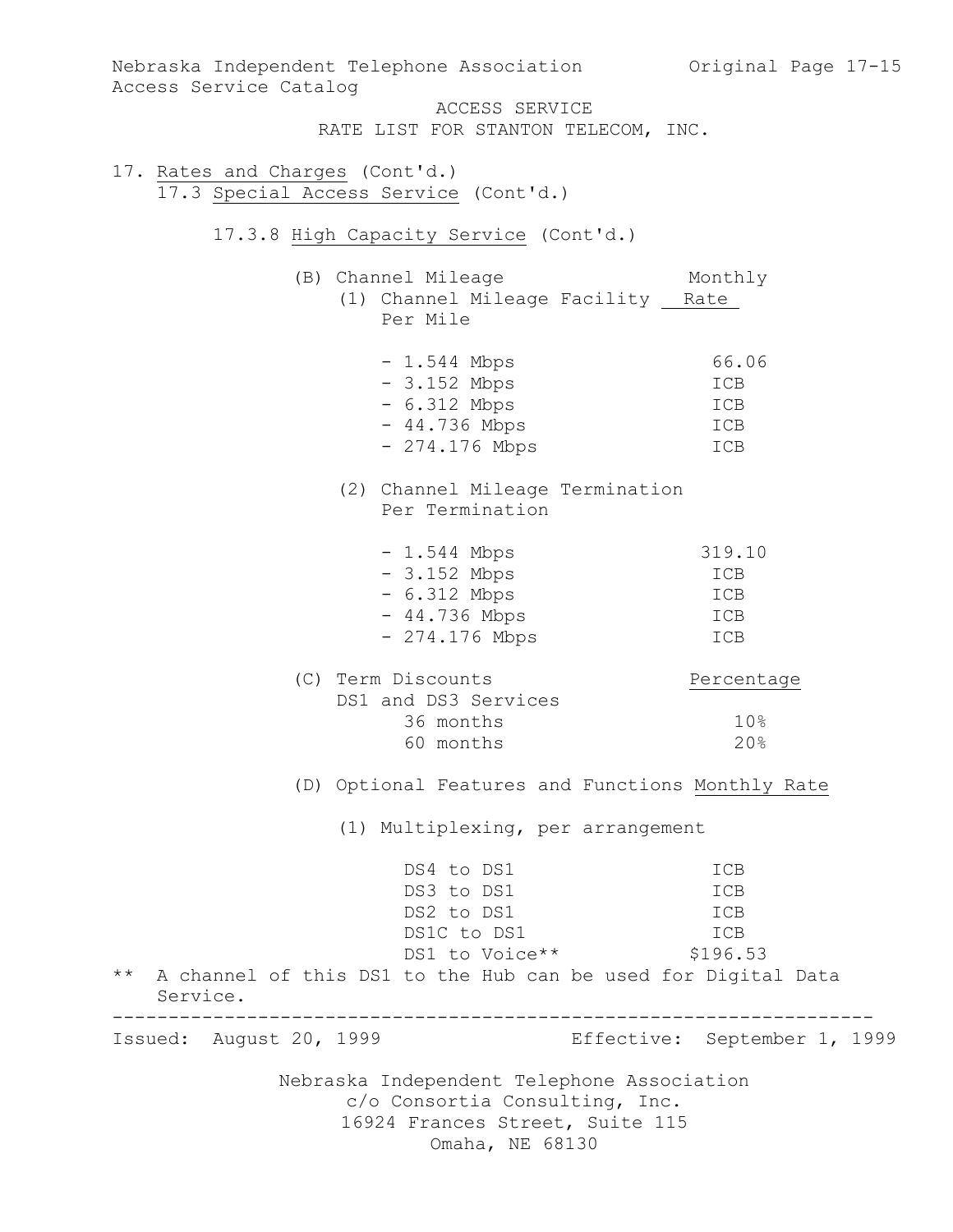ACCESS SERVICE
RATE LIST FOR STANTON TELECOM, INC.

17. Rates and Charges (Cont'd.)

17.3 Special Access Service (Cont'd.)

17.3.8 High Capacity Service (Cont'd.)

(B) Channel Mileage

(1) Channel Mileage Facility Per Mile

| | Monthly Rate |
|---|---|
| - 1.544 Mbps | 66.06 |
| - 3.152 Mbps | ICB |
| - 6.312 Mbps | ICB |
| - 44.736 Mbps | ICB |
| - 274.176 Mbps | ICB |

(2) Channel Mileage Termination Per Termination

| | Monthly Rate |
|---|---|
| - 1.544 Mbps | 319.10 |
| - 3.152 Mbps | ICB |
| - 6.312 Mbps | ICB |
| - 44.736 Mbps | ICB |
| - 274.176 Mbps | ICB |

(C) Term Discounts

| DS1 and DS3 Services | Percentage |
|---|---|
| 36 months | 10% |
| 60 months | 20% |

(D) Optional Features and Functions

(1) Multiplexing, per arrangement

| | Monthly Rate |
|---|---|
| DS4 to DS1 | ICB |
| DS3 to DS1 | ICB |
| DS2 to DS1 | ICB |
| DS1C to DS1 | ICB |
| DS1 to Voice** | $196.53 |

** A channel of this DS1 to the Hub can be used for Digital Data Service.

Issued: August 20, 1999 Effective: September 1, 1999

Nebraska Independent Telephone Association
c/o Consortia Consulting, Inc.
16924 Frances Street, Suite 115
Omaha, NE 68130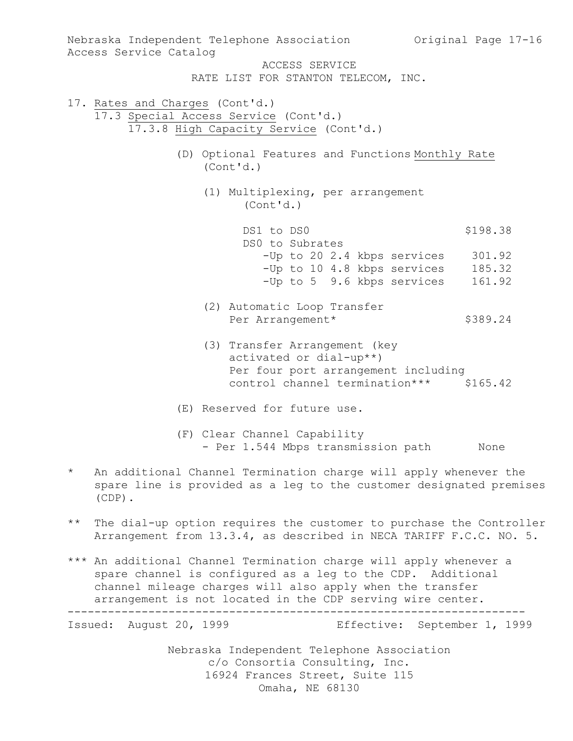ACCESS SERVICE
RATE LIST FOR STANTON TELECOM, INC.

17. Rates and Charges (Cont'd.)
 17.3 Special Access Service (Cont'd.)
  17.3.8 High Capacity Service (Cont'd.)

(D) Optional Features and Functions (Cont'd.)

| | Monthly Rate |
|---|---|
| (1) Multiplexing, per arrangement (Cont'd.) | |
| DS1 to DS0 | $198.38 |
| DS0 to Subrates | |
| -Up to 20 2.4 kbps services | 301.92 |
| -Up to 10 4.8 kbps services | 185.32 |
| -Up to 5 9.6 kbps services | 161.92 |
| (2) Automatic Loop Transfer Per Arrangement* | $389.24 |
| (3) Transfer Arrangement (key activated or dial-up**) Per four port arrangement including control channel termination*** | $165.42 |

(E) Reserved for future use.

(F) Clear Channel Capability
 - Per 1.544 Mbps transmission path None

\* An additional Channel Termination charge will apply whenever the spare line is provided as a leg to the customer designated premises (CDP).

\*\* The dial-up option requires the customer to purchase the Controller Arrangement from 13.3.4, as described in NECA TARIFF F.C.C. NO. 5.

\*\*\* An additional Channel Termination charge will apply whenever a spare channel is configured as a leg to the CDP. Additional channel mileage charges will also apply when the transfer arrangement is not located in the CDP serving wire center.

Issued: August 20, 1999 Effective: September 1, 1999

Nebraska Independent Telephone Association
c/o Consortia Consulting, Inc.
16924 Frances Street, Suite 115
Omaha, NE 68130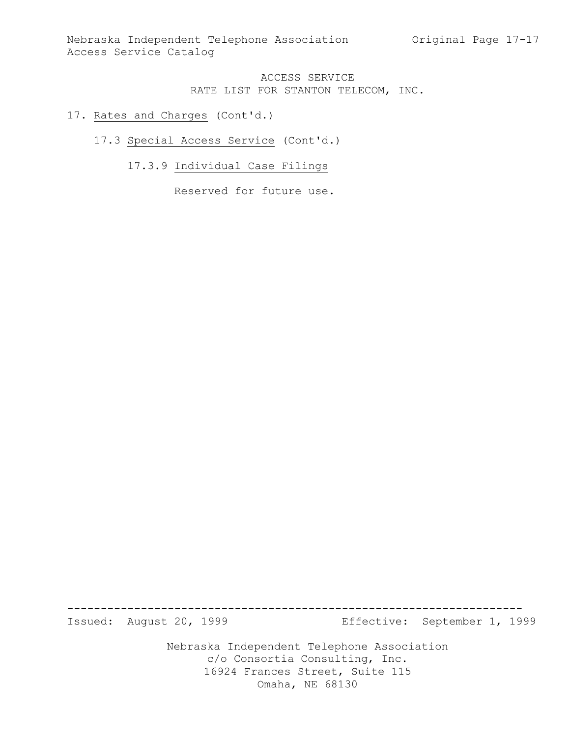ACCESS SERVICE
RATE LIST FOR STANTON TELECOM, INC.

17. Rates and Charges (Cont'd.)

17.3 Special Access Service (Cont'd.)

17.3.9 Individual Case Filings

Reserved for future use.

Issued: August 20, 1999 Effective: September 1, 1999

Nebraska Independent Telephone Association
c/o Consortia Consulting, Inc.
16924 Frances Street, Suite 115
Omaha, NE 68130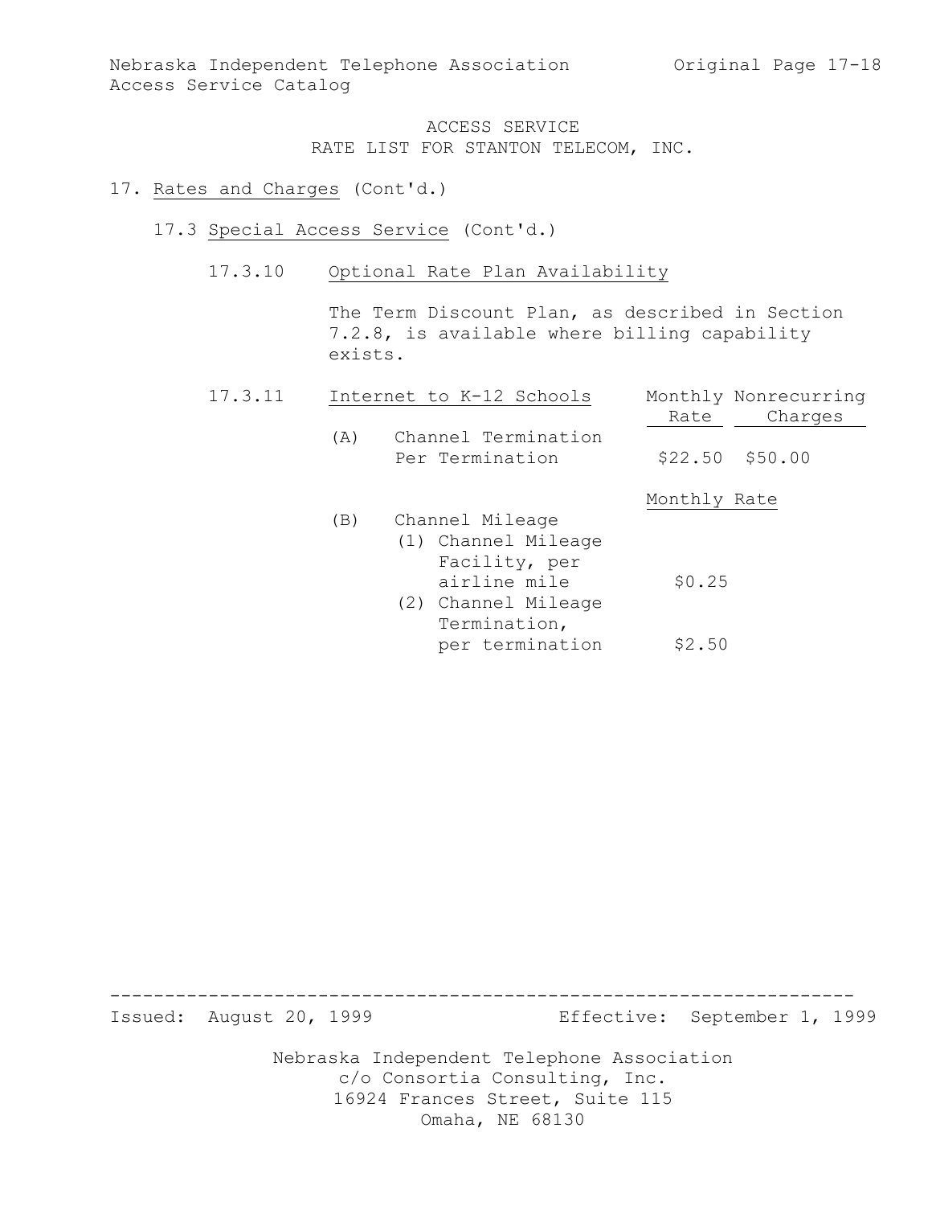ACCESS SERVICE
RATE LIST FOR STANTON TELECOM, INC.

17. Rates and Charges (Cont'd.)

17.3 Special Access Service (Cont'd.)

17.3.10 Optional Rate Plan Availability

The Term Discount Plan, as described in Section 7.2.8, is available where billing capability exists.

17.3.11 Internet to K-12 Schools

| | Monthly Rate | Nonrecurring Charges |
|---|---|---|
| (A) Channel Termination Per Termination | $22.50 | $50.00 |

| | Monthly Rate |
|---|---|
| (B) Channel Mileage | |
| (1) Channel Mileage Facility, per airline mile | $0.25 |
| (2) Channel Mileage Termination, per termination | $2.50 |

Issued: August 20, 1999 Effective: September 1, 1999

Nebraska Independent Telephone Association
c/o Consortia Consulting, Inc.
16924 Frances Street, Suite 115
Omaha, NE 68130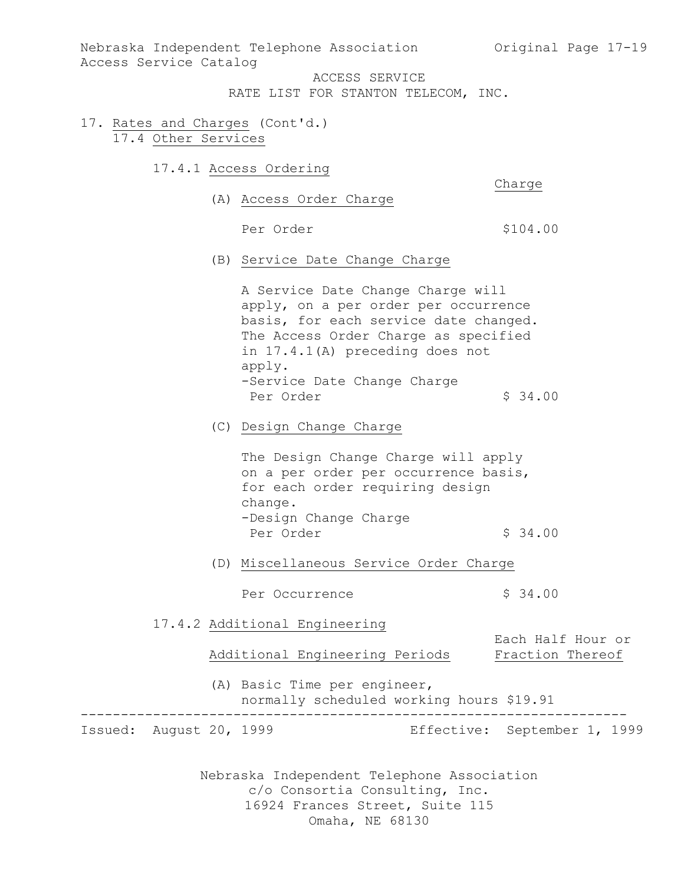ACCESS SERVICE
RATE LIST FOR STANTON TELECOM, INC.

17. Rates and Charges (Cont'd.)

17.4 Other Services

17.4.1 Access Ordering

| | Charge |
|---|---|
| (A) Access Order Charge | |
| Per Order | $104.00 |

(B) Service Date Change Charge

A Service Date Change Charge will apply, on a per order per occurrence basis, for each service date changed. The Access Order Charge as specified in 17.4.1(A) preceding does not apply.

| | |
|---|---|
| -Service Date Change Charge Per Order | $ 34.00 |

(C) Design Change Charge

The Design Change Charge will apply on a per order per occurrence basis, for each order requiring design change.

| | |
|---|---|
| -Design Change Charge Per Order | $ 34.00 |

(D) Miscellaneous Service Order Charge

| | |
|---|---|
| Per Occurrence | $ 34.00 |

17.4.2 Additional Engineering

| Additional Engineering Periods | Each Half Hour or Fraction Thereof |
|---|---|
| (A) Basic Time per engineer, normally scheduled working hours | $19.91 |

Issued: August 20, 1999 Effective: September 1, 1999

Nebraska Independent Telephone Association
c/o Consortia Consulting, Inc.
16924 Frances Street, Suite 115
Omaha, NE 68130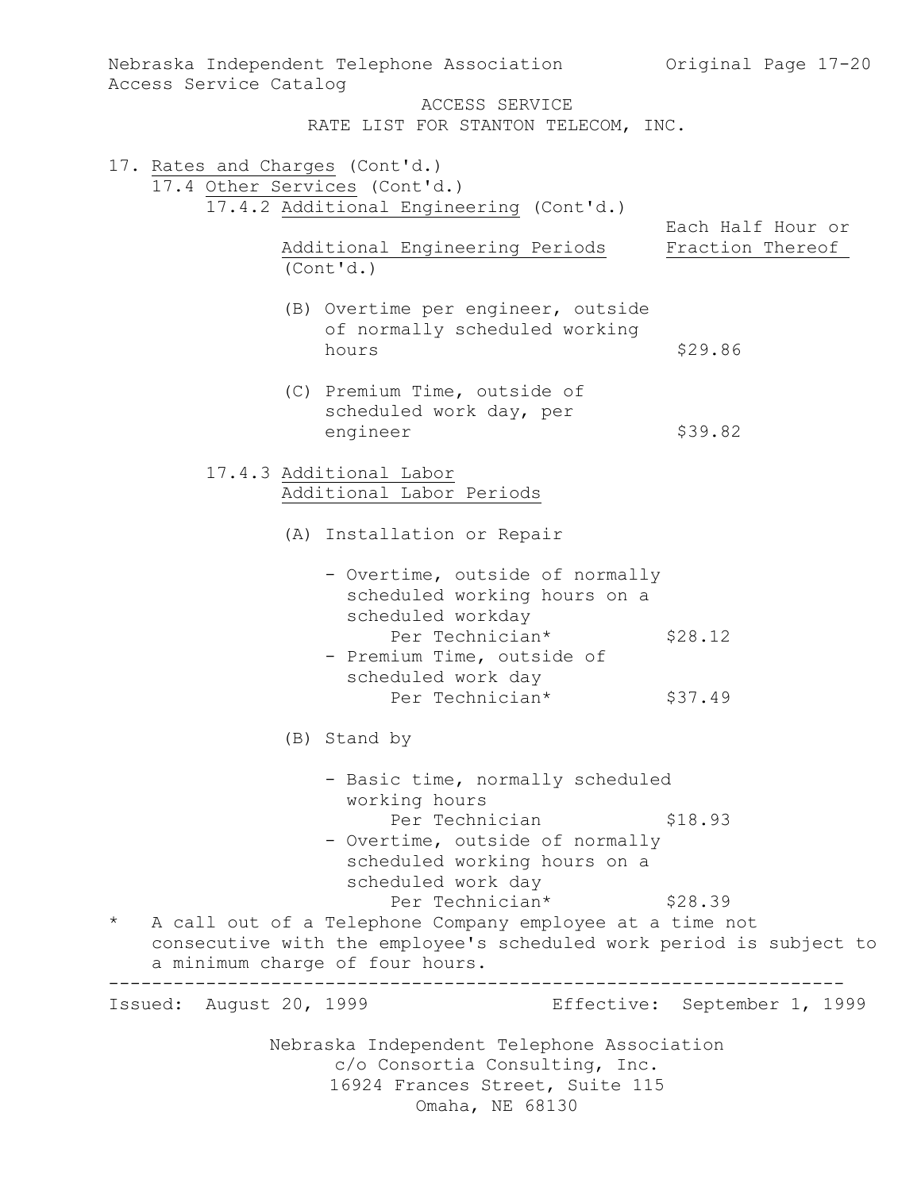17. Rates and Charges (Cont'd.)

17.4 Other Services (Cont'd.)

17.4.2 Additional Engineering (Cont'd.)

| Additional Engineering Periods (Cont'd.) | Each Half Hour or Fraction Thereof |
|---|---|
| (B) Overtime per engineer, outside of normally scheduled working hours | $29.86 |
| (C) Premium Time, outside of scheduled work day, per engineer | $39.82 |

17.4.3 Additional Labor

Additional Labor Periods

(A) Installation or Repair

| | |
|---|---|
| - Overtime, outside of normally scheduled working hours on a scheduled workday Per Technician* | $28.12 |
| - Premium Time, outside of scheduled work day Per Technician* | $37.49 |

(B) Stand by

| | |
|---|---|
| - Basic time, normally scheduled working hours Per Technician | $18.93 |
| - Overtime, outside of normally scheduled working hours on a scheduled work day Per Technician* | $28.39 |

\* A call out of a Telephone Company employee at a time not consecutive with the employee's scheduled work period is subject to a minimum charge of four hours.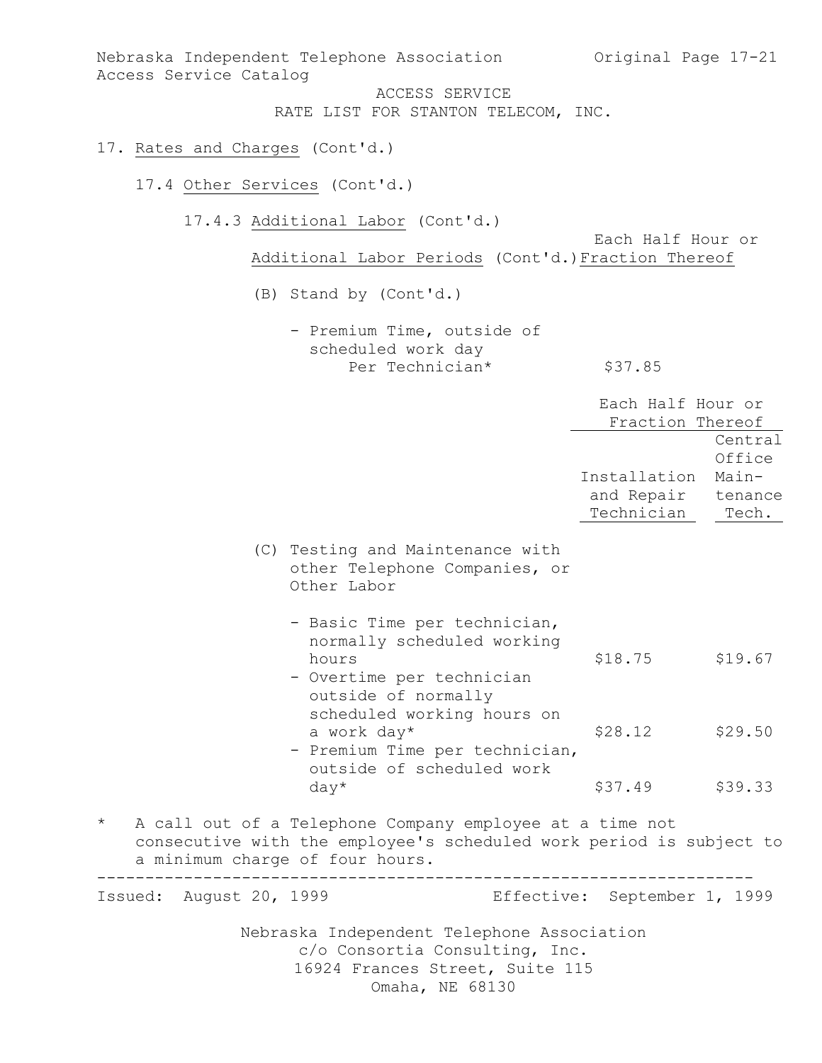ACCESS SERVICE
RATE LIST FOR STANTON TELECOM, INC.

17. Rates and Charges (Cont'd.)

17.4 Other Services (Cont'd.)

17.4.3 Additional Labor (Cont'd.)

| Additional Labor Periods (Cont'd.) | Each Half Hour or Fraction Thereof |
|---|---|
| (B) Stand by (Cont'd.) | |
| - Premium Time, outside of scheduled work day Per Technician* | $37.85 |

| | Each Half Hour or Fraction Thereof | |
|---|---|---|
| | Installation and Repair Technician | Central Office Maintenance Tech. |
| (C) Testing and Maintenance with other Telephone Companies, or Other Labor | | |
| - Basic Time per technician, normally scheduled working hours | $18.75 | $19.67 |
| - Overtime per technician outside of normally scheduled working hours on a work day* | $28.12 | $29.50 |
| - Premium Time per technician, outside of scheduled work day* | $37.49 | $39.33 |

\* A call out of a Telephone Company employee at a time not consecutive with the employee's scheduled work period is subject to a minimum charge of four hours.

Issued: August 20, 1999 Effective: September 1, 1999

Nebraska Independent Telephone Association
c/o Consortia Consulting, Inc.
16924 Frances Street, Suite 115
Omaha, NE 68130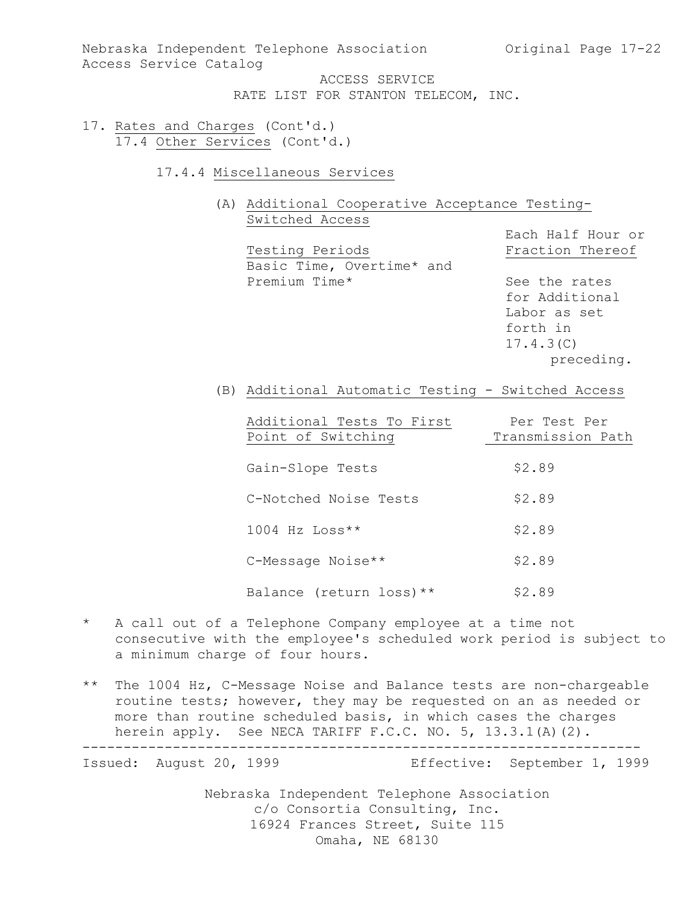ACCESS SERVICE
RATE LIST FOR STANTON TELECOM, INC.

17. Rates and Charges (Cont'd.)
    17.4 Other Services (Cont'd.)

17.4.4 Miscellaneous Services

(A) Additional Cooperative Acceptance Testing-Switched Access

| Testing Periods | Each Half Hour or Fraction Thereof |
|---|---|
| Basic Time, Overtime* and Premium Time* | See the rates for Additional Labor as set forth in 17.4.3(C) preceding. |

(B) Additional Automatic Testing - Switched Access

| Additional Tests To First Point of Switching | Per Test Per Transmission Path |
|---|---|
| Gain-Slope Tests | $2.89 |
| C-Notched Noise Tests | $2.89 |
| 1004 Hz Loss** | $2.89 |
| C-Message Noise** | $2.89 |
| Balance (return loss)** | $2.89 |

\* A call out of a Telephone Company employee at a time not consecutive with the employee's scheduled work period is subject to a minimum charge of four hours.

\** The 1004 Hz, C-Message Noise and Balance tests are non-chargeable routine tests; however, they may be requested on an as needed or more than routine scheduled basis, in which cases the charges herein apply. See NECA TARIFF F.C.C. NO. 5, 13.3.1(A)(2).

Issued: August 20, 1999 Effective: September 1, 1999

Nebraska Independent Telephone Association
c/o Consortia Consulting, Inc.
16924 Frances Street, Suite 115
Omaha, NE 68130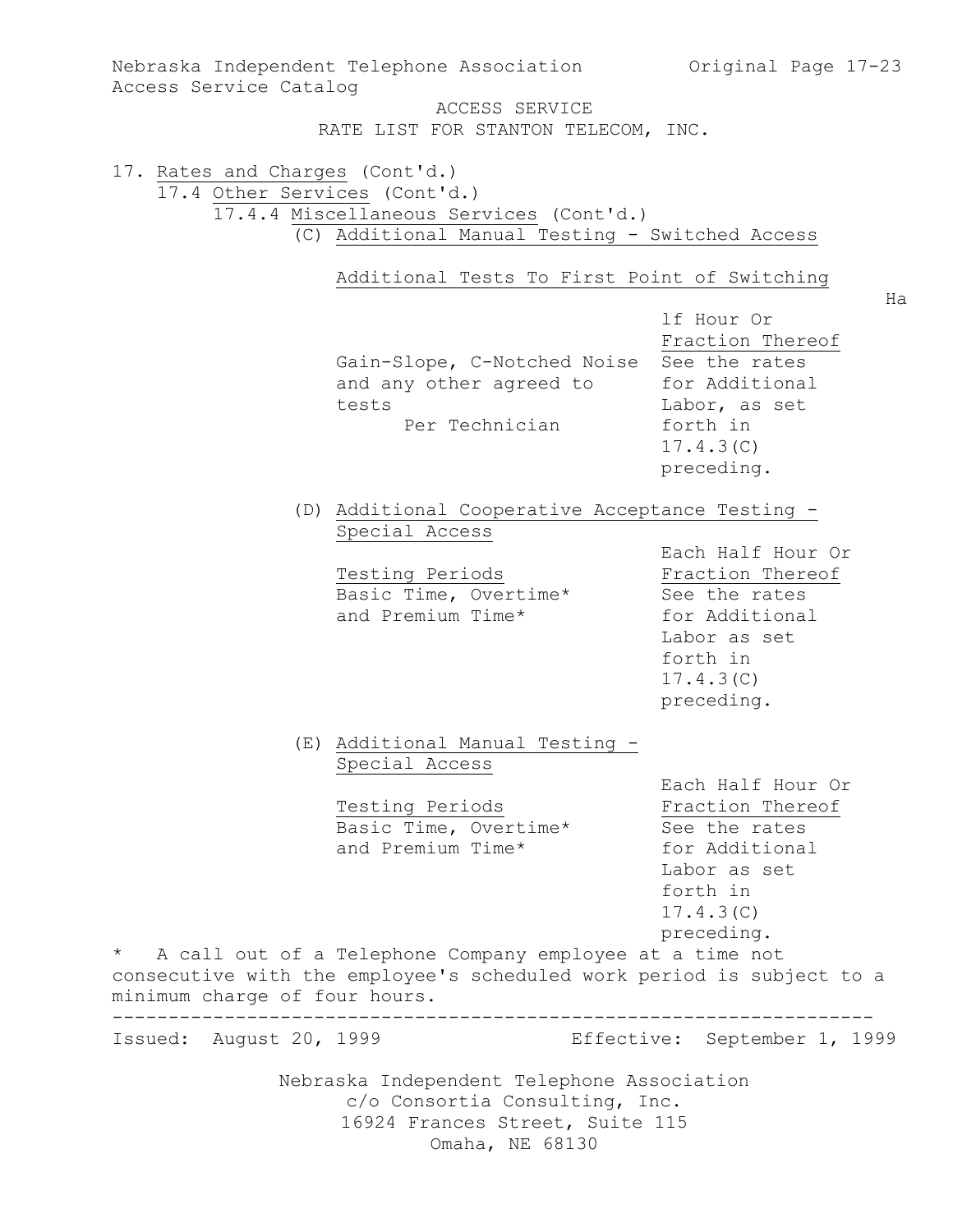ACCESS SERVICE

RATE LIST FOR STANTON TELECOM, INC.

17. Rates and Charges (Cont'd.)

17.4 Other Services (Cont'd.)

17.4.4 Miscellaneous Services (Cont'd.)

(C) Additional Manual Testing - Switched Access

Additional Tests To First Point of Switching

| | Half Hour Or Fraction Thereof |
|---|---|
| Gain-Slope, C-Notched Noise and any other agreed to tests Per Technician | See the rates for Additional Labor, as set forth in 17.4.3(C) preceding. |

(D) Additional Cooperative Acceptance Testing - Special Access

| Testing Periods | Each Half Hour Or Fraction Thereof |
|---|---|
| Basic Time, Overtime* and Premium Time* | See the rates for Additional Labor as set forth in 17.4.3(C) preceding. |

(E) Additional Manual Testing - Special Access

| Testing Periods | Each Half Hour Or Fraction Thereof |
|---|---|
| Basic Time, Overtime* and Premium Time* | See the rates for Additional Labor as set forth in 17.4.3(C) preceding. |

* A call out of a Telephone Company employee at a time not consecutive with the employee's scheduled work period is subject to a minimum charge of four hours.

Issued: August 20, 1999 Effective: September 1, 1999

Nebraska Independent Telephone Association
c/o Consortia Consulting, Inc.
16924 Frances Street, Suite 115
Omaha, NE 68130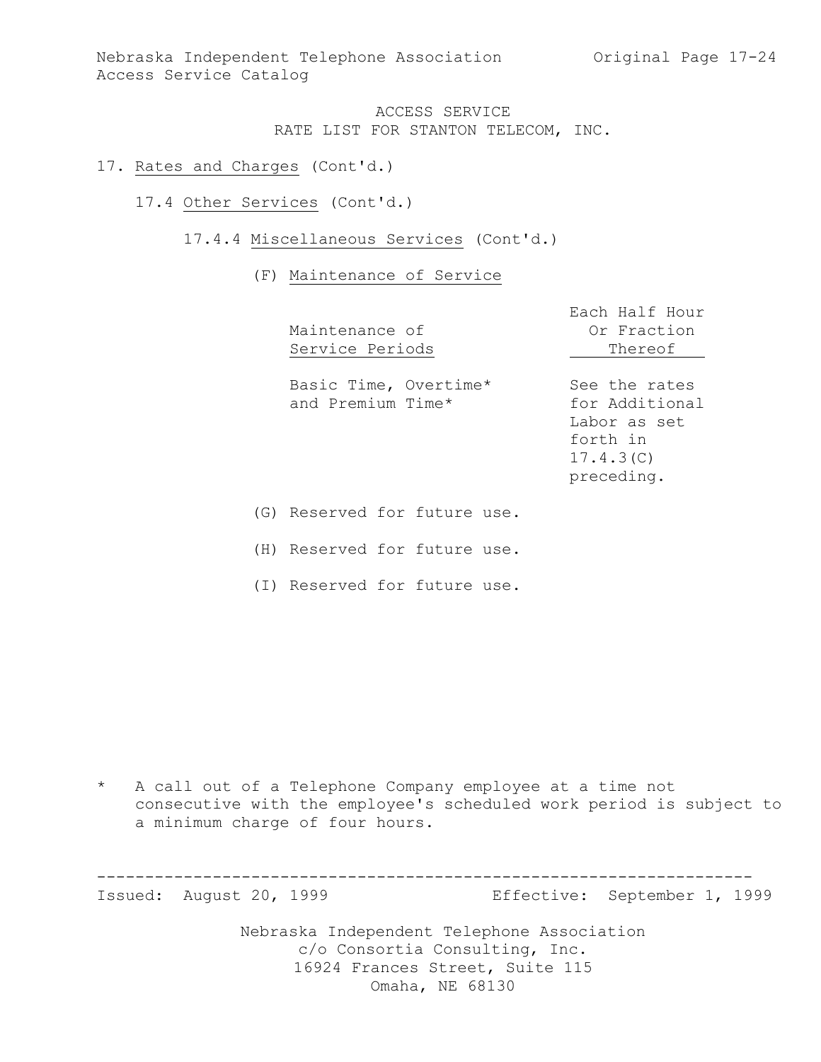ACCESS SERVICE
RATE LIST FOR STANTON TELECOM, INC.

17. Rates and Charges (Cont'd.)

17.4 Other Services (Cont'd.)

17.4.4 Miscellaneous Services (Cont'd.)

(F) Maintenance of Service

| Maintenance of Service Periods | Each Half Hour Or Fraction Thereof |
|---|---|
| Basic Time, Overtime* and Premium Time* | See the rates for Additional Labor as set forth in 17.4.3(C) preceding. |

(G) Reserved for future use.

(H) Reserved for future use.

(I) Reserved for future use.

* A call out of a Telephone Company employee at a time not consecutive with the employee's scheduled work period is subject to a minimum charge of four hours.

Issued: August 20, 1999 Effective: September 1, 1999

Nebraska Independent Telephone Association
c/o Consortia Consulting, Inc.
16924 Frances Street, Suite 115
Omaha, NE 68130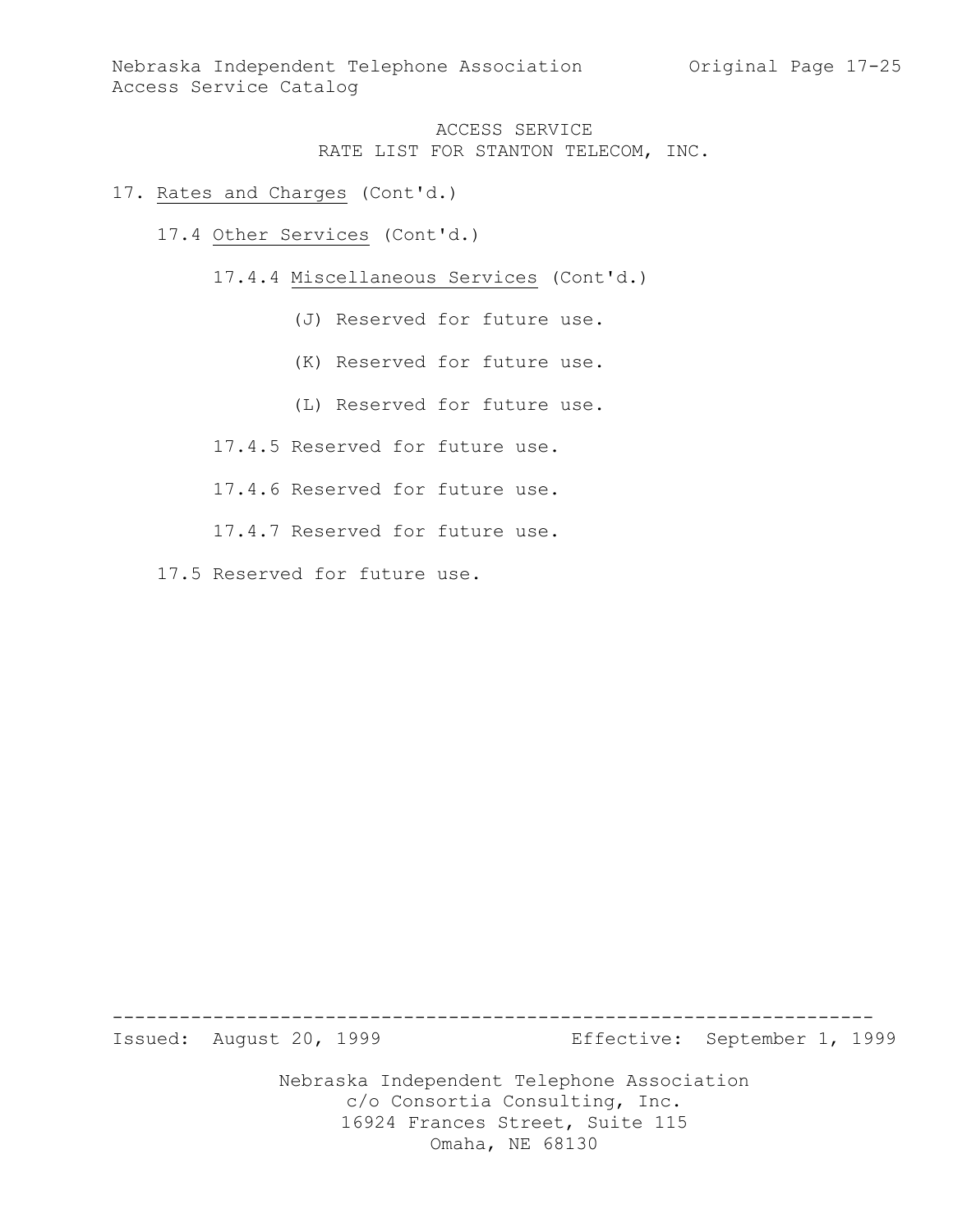ACCESS SERVICE
RATE LIST FOR STANTON TELECOM, INC.

17. Rates and Charges (Cont'd.)

17.4 Other Services (Cont'd.)

17.4.4 Miscellaneous Services (Cont'd.)

(J) Reserved for future use.

(K) Reserved for future use.

(L) Reserved for future use.

17.4.5 Reserved for future use.

17.4.6 Reserved for future use.

17.4.7 Reserved for future use.

17.5 Reserved for future use.

Issued: August 20, 1999 Effective: September 1, 1999

Nebraska Independent Telephone Association
c/o Consortia Consulting, Inc.
16924 Frances Street, Suite 115
Omaha, NE 68130